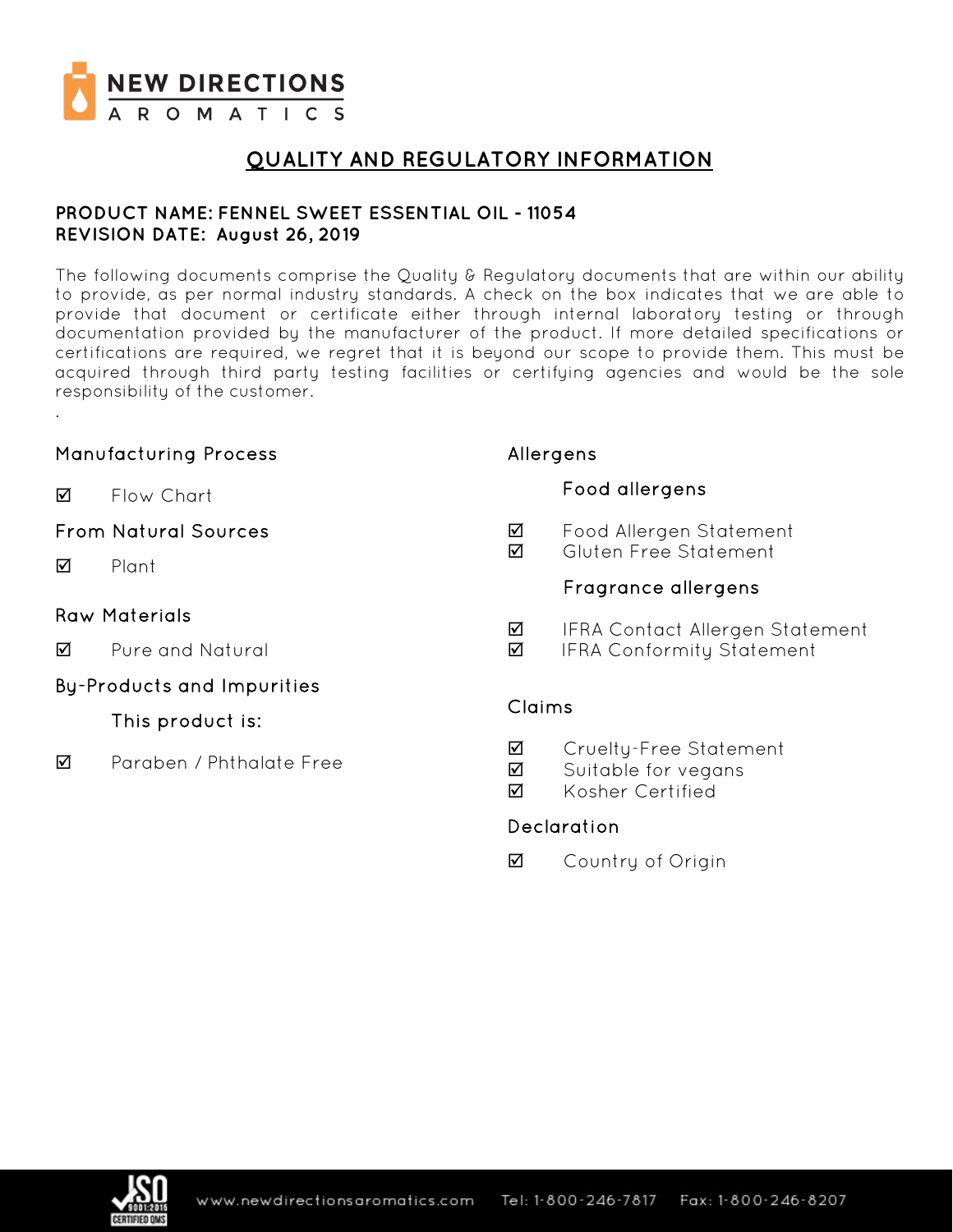# QUALITY AND REGULATORY INFORMATION

**PRODUCT NAME: FENNEL SWEET ESSENTIAL OIL - 11054**
**REVISION DATE: August 26, 2019**

The following documents comprise the Quality & Regulatory documents that are within our ability to provide, as per normal industry standards. A check on the box indicates that we are able to provide that document or certificate either through internal laboratory testing or through documentation provided by the manufacturer of the product. If more detailed specifications or certifications are required, we regret that it is beyond our scope to provide them. This must be acquired through third party testing facilities or certifying agencies and would be the sole responsibility of the customer.

.

## Manufacturing Process

☑ Flow Chart

## From Natural Sources

☑ Plant

## Raw Materials

☑ Pure and Natural

## By-Products and Impurities

### This product is:

☑ Paraben / Phthalate Free

## Allergens

### Food allergens

☑ Food Allergen Statement
☑ Gluten Free Statement

### Fragrance allergens

☑ IFRA Contact Allergen Statement
☑ IFRA Conformity Statement

## Claims

☑ Cruelty-Free Statement
☑ Suitable for vegans
☑ Kosher Certified

## Declaration

☑ Country of Origin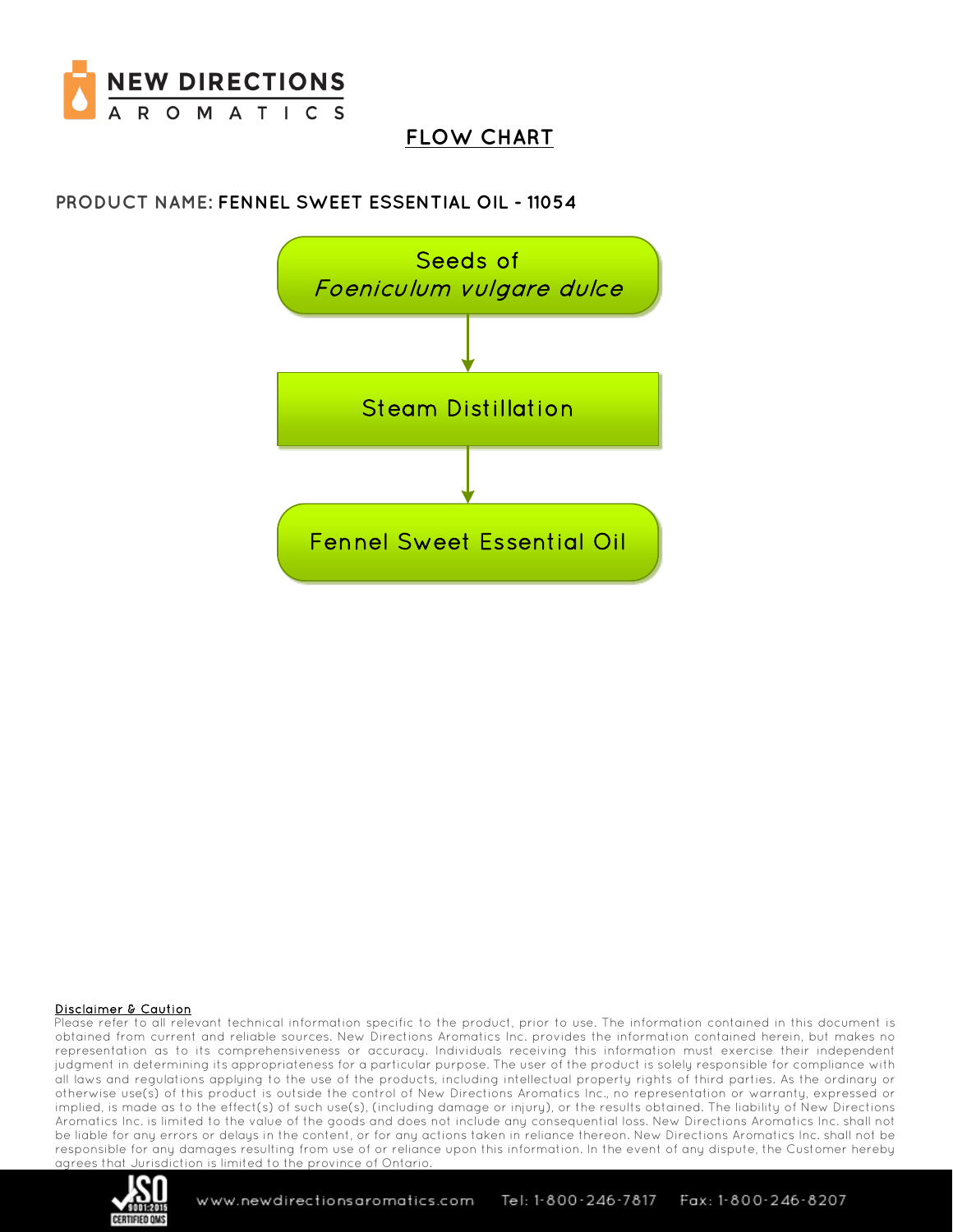# FLOW CHART

**PRODUCT NAME: FENNEL SWEET ESSENTIAL OIL - 11054**

Seeds of *Foeniculum vulgare dulce*

↓

Steam Distillation

↓

Fennel Sweet Essential Oil

**Disclaimer & Caution**

Please refer to all relevant technical information specific to the product, prior to use. The information contained in this document is obtained from current and reliable sources. New Directions Aromatics Inc. provides the information contained herein, but makes no representation as to its comprehensiveness or accuracy. Individuals receiving this information must exercise their independent judgment in determining its appropriateness for a particular purpose. The user of the product is solely responsible for compliance with all laws and regulations applying to the use of the products, including intellectual property rights of third parties. As the ordinary or otherwise use(s) of this product is outside the control of New Directions Aromatics Inc., no representation or warranty, expressed or implied, is made as to the effect(s) of such use(s), (including damage or injury), or the results obtained. The liability of New Directions Aromatics Inc. is limited to the value of the goods and does not include any consequential loss. New Directions Aromatics Inc. shall not be liable for any errors or delays in the content, or for any actions taken in reliance thereon. New Directions Aromatics Inc. shall not be responsible for any damages resulting from use of or reliance upon this information. In the event of any dispute, the Customer hereby agrees that Jurisdiction is limited to the province of Ontario.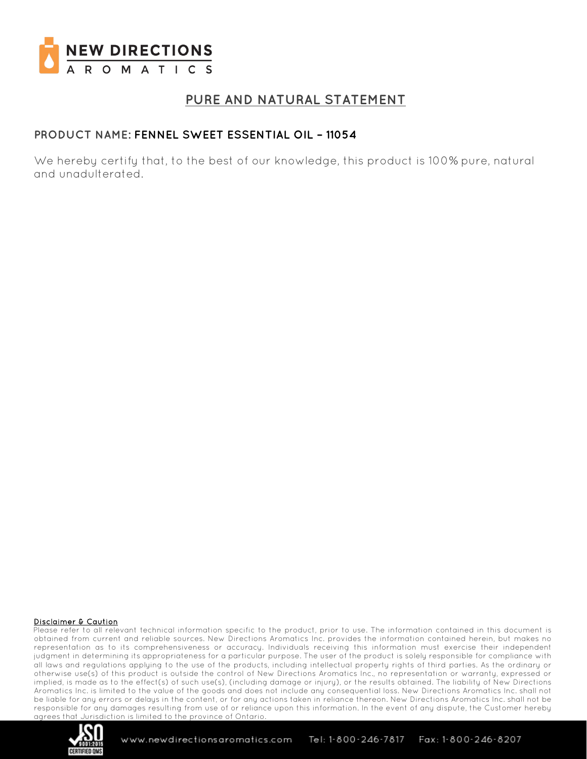NEW DIRECTIONS AROMATICS

# PURE AND NATURAL STATEMENT

**PRODUCT NAME: FENNEL SWEET ESSENTIAL OIL – 11054**

We hereby certify that, to the best of our knowledge, this product is 100% pure, natural and unadulterated.

**Disclaimer & Caution**

Please refer to all relevant technical information specific to the product, prior to use. The information contained in this document is obtained from current and reliable sources. New Directions Aromatics Inc. provides the information contained herein, but makes no representation as to its comprehensiveness or accuracy. Individuals receiving this information must exercise their independent judgment in determining its appropriateness for a particular purpose. The user of the product is solely responsible for compliance with all laws and regulations applying to the use of the products, including intellectual property rights of third parties. As the ordinary or otherwise use(s) of this product is outside the control of New Directions Aromatics Inc., no representation or warranty, expressed or implied, is made as to the effect(s) of such use(s), (including damage or injury), or the results obtained. The liability of New Directions Aromatics Inc. is limited to the value of the goods and does not include any consequential loss. New Directions Aromatics Inc. shall not be liable for any errors or delays in the content, or for any actions taken in reliance thereon. New Directions Aromatics Inc. shall not be responsible for any damages resulting from use of or reliance upon this information. In the event of any dispute, the Customer hereby agrees that Jurisdiction is limited to the province of Ontario.

ISO 9001:2015 CERTIFIED QMS

www.newdirectionsaromatics.com Tel: 1-800-246-7817 Fax: 1-800-246-8207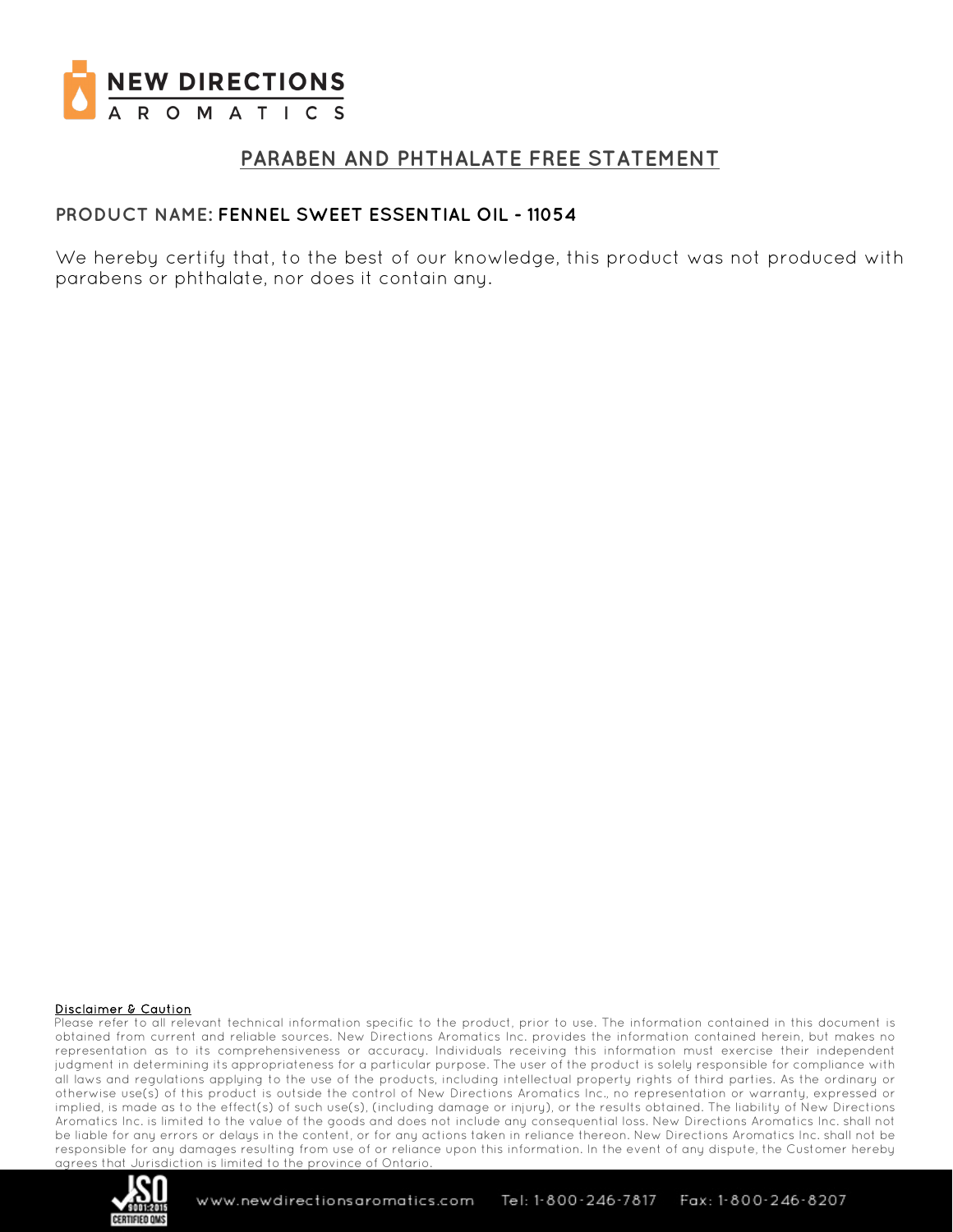# PARABEN AND PHTHALATE FREE STATEMENT

**PRODUCT NAME: FENNEL SWEET ESSENTIAL OIL - 11054**

We hereby certify that, to the best of our knowledge, this product was not produced with parabens or phthalate, nor does it contain any.

**Disclaimer & Caution**

Please refer to all relevant technical information specific to the product, prior to use. The information contained in this document is obtained from current and reliable sources. New Directions Aromatics Inc. provides the information contained herein, but makes no representation as to its comprehensiveness or accuracy. Individuals receiving this information must exercise their independent judgment in determining its appropriateness for a particular purpose. The user of the product is solely responsible for compliance with all laws and regulations applying to the use of the products, including intellectual property rights of third parties. As the ordinary or otherwise use(s) of this product is outside the control of New Directions Aromatics Inc., no representation or warranty, expressed or implied, is made as to the effect(s) of such use(s), (including damage or injury), or the results obtained. The liability of New Directions Aromatics Inc. is limited to the value of the goods and does not include any consequential loss. New Directions Aromatics Inc. shall not be liable for any errors or delays in the content, or for any actions taken in reliance thereon. New Directions Aromatics Inc. shall not be responsible for any damages resulting from use of or reliance upon this information. In the event of any dispute, the Customer hereby agrees that Jurisdiction is limited to the province of Ontario.

www.newdirectionsaromatics.com Tel: 1-800-246-7817 Fax: 1-800-246-8207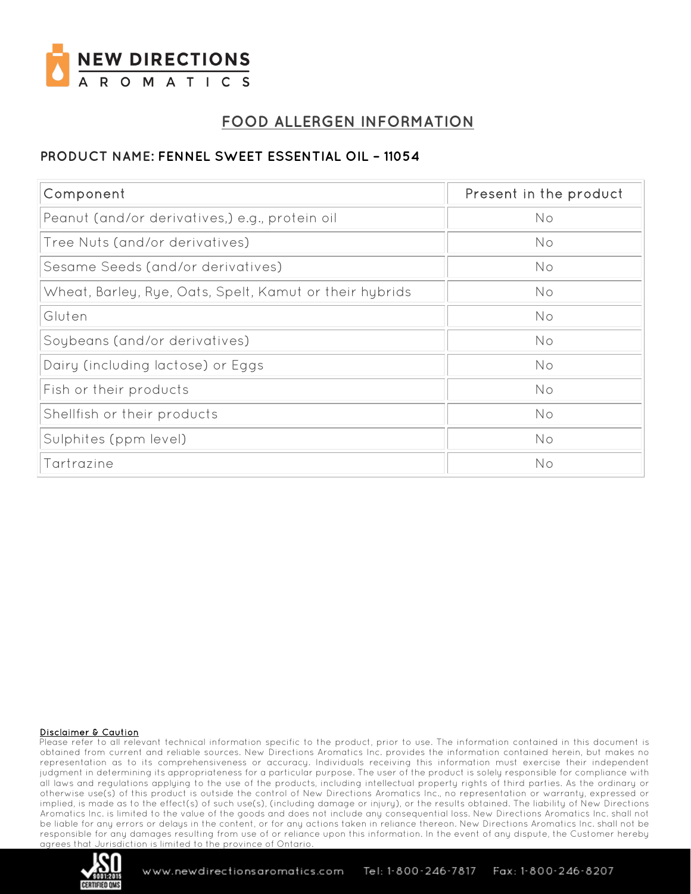# FOOD ALLERGEN INFORMATION

**PRODUCT NAME: FENNEL SWEET ESSENTIAL OIL – 11054**

| Component | Present in the product |
|---|---|
| Peanut (and/or derivatives,) e.g., protein oil | No |
| Tree Nuts (and/or derivatives) | No |
| Sesame Seeds (and/or derivatives) | No |
| Wheat, Barley, Rye, Oats, Spelt, Kamut or their hybrids | No |
| Gluten | No |
| Soybeans (and/or derivatives) | No |
| Dairy (including lactose) or Eggs | No |
| Fish or their products | No |
| Shellfish or their products | No |
| Sulphites (ppm level) | No |
| Tartrazine | No |

**Disclaimer & Caution**

Please refer to all relevant technical information specific to the product, prior to use. The information contained in this document is obtained from current and reliable sources. New Directions Aromatics Inc. provides the information contained herein, but makes no representation as to its comprehensiveness or accuracy. Individuals receiving this information must exercise their independent judgment in determining its appropriateness for a particular purpose. The user of the product is solely responsible for compliance with all laws and regulations applying to the use of the products, including intellectual property rights of third parties. As the ordinary or otherwise use(s) of this product is outside the control of New Directions Aromatics Inc., no representation or warranty, expressed or implied, is made as to the effect(s) of such use(s), (including damage or injury), or the results obtained. The liability of New Directions Aromatics Inc. is limited to the value of the goods and does not include any consequential loss. New Directions Aromatics Inc. shall not be liable for any errors or delays in the content, or for any actions taken in reliance thereon. New Directions Aromatics Inc. shall not be responsible for any damages resulting from use of or reliance upon this information. In the event of any dispute, the Customer hereby agrees that Jurisdiction is limited to the province of Ontario.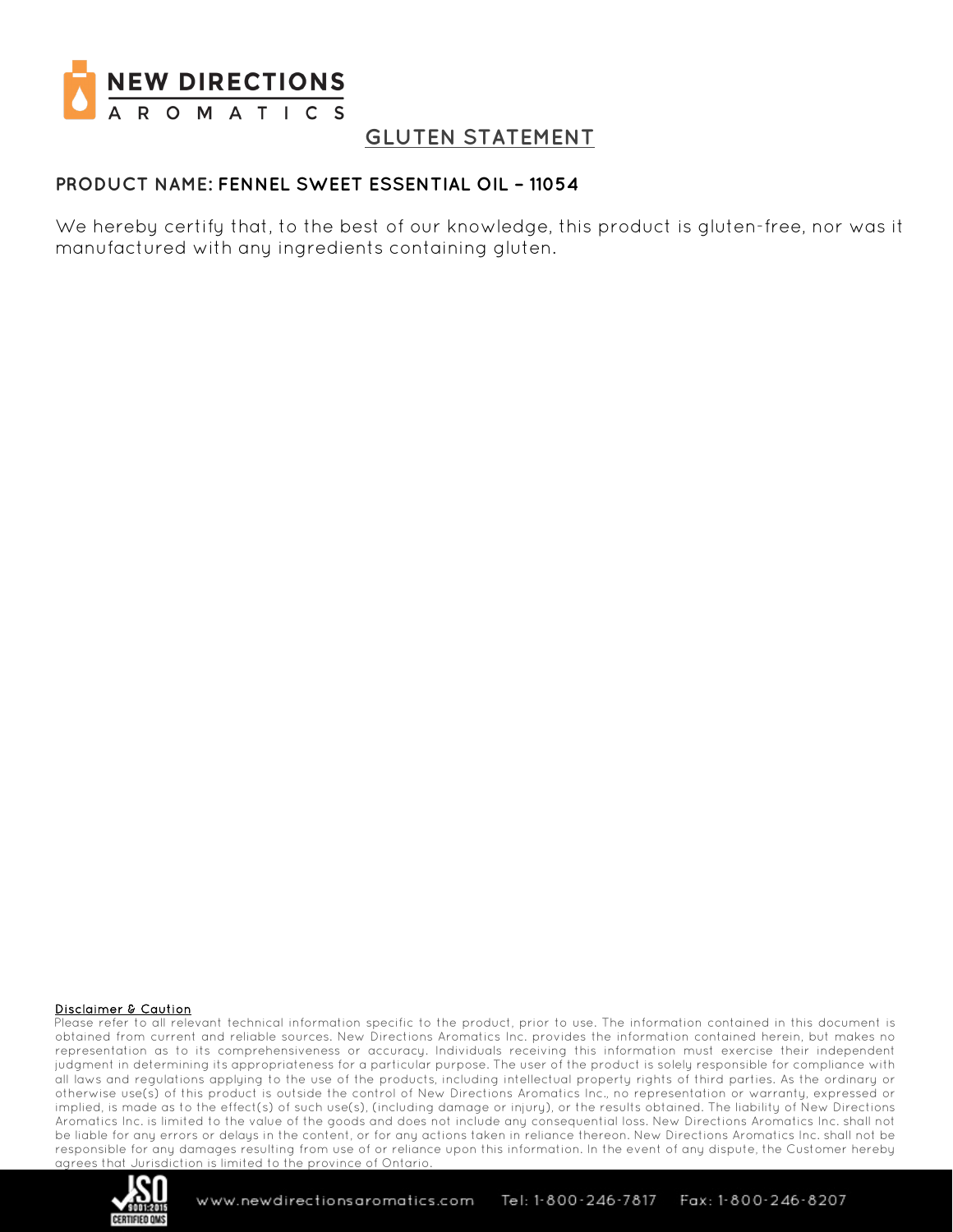# GLUTEN STATEMENT

**PRODUCT NAME: FENNEL SWEET ESSENTIAL OIL – 11054**

We hereby certify that, to the best of our knowledge, this product is gluten-free, nor was it manufactured with any ingredients containing gluten.

**Disclaimer & Caution**

Please refer to all relevant technical information specific to the product, prior to use. The information contained in this document is obtained from current and reliable sources. New Directions Aromatics Inc. provides the information contained herein, but makes no representation as to its comprehensiveness or accuracy. Individuals receiving this information must exercise their independent judgment in determining its appropriateness for a particular purpose. The user of the product is solely responsible for compliance with all laws and regulations applying to the use of the products, including intellectual property rights of third parties. As the ordinary or otherwise use(s) of this product is outside the control of New Directions Aromatics Inc., no representation or warranty, expressed or implied, is made as to the effect(s) of such use(s), (including damage or injury), or the results obtained. The liability of New Directions Aromatics Inc. is limited to the value of the goods and does not include any consequential loss. New Directions Aromatics Inc. shall not be liable for any errors or delays in the content, or for any actions taken in reliance thereon. New Directions Aromatics Inc. shall not be responsible for any damages resulting from use of or reliance upon this information. In the event of any dispute, the Customer hereby agrees that Jurisdiction is limited to the province of Ontario.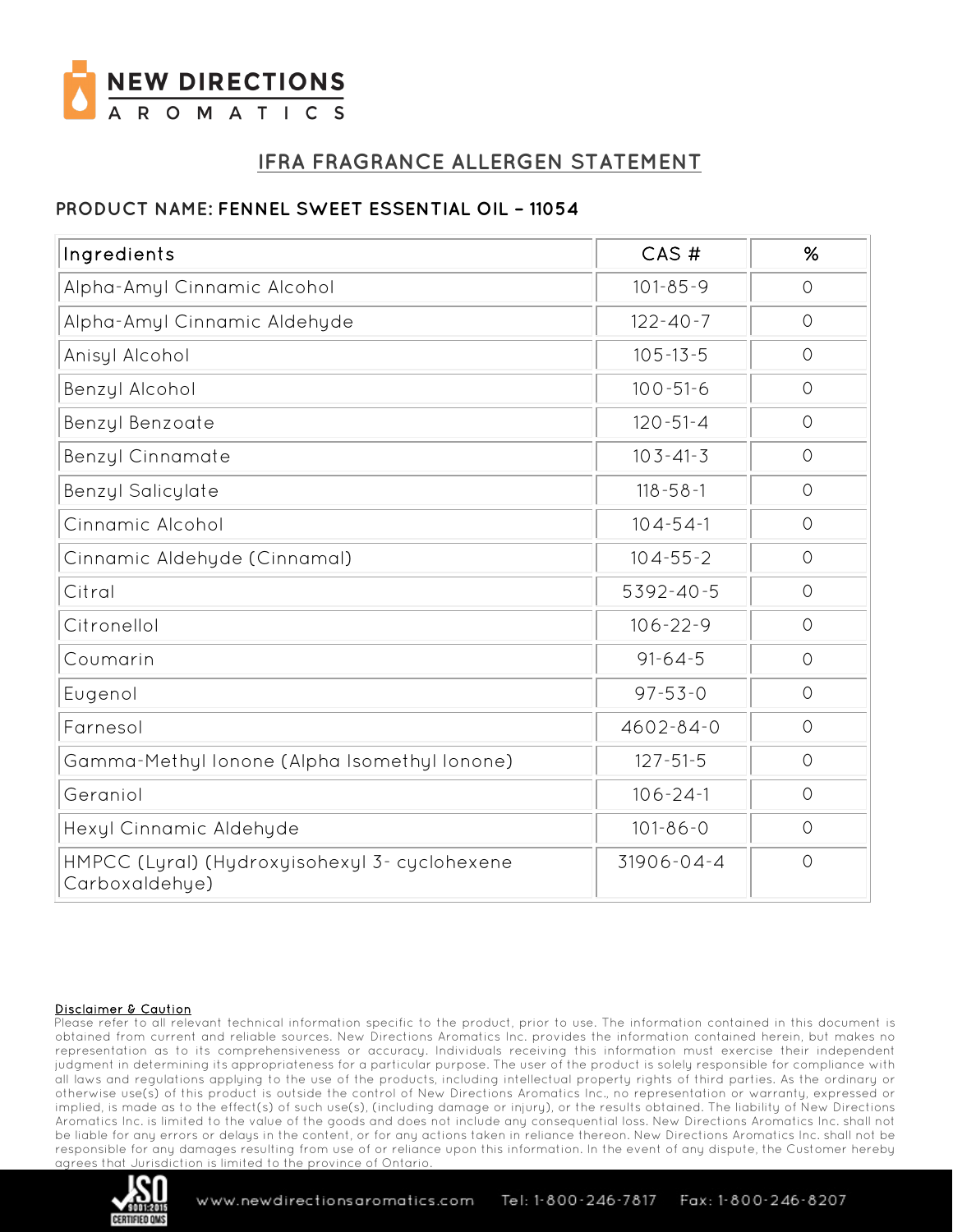NEW DIRECTIONS AROMATICS

# IFRA FRAGRANCE ALLERGEN STATEMENT

**PRODUCT NAME: FENNEL SWEET ESSENTIAL OIL – 11054**

| Ingredients | CAS # | % |
|---|---|---|
| Alpha-Amyl Cinnamic Alcohol | 101-85-9 | 0 |
| Alpha-Amyl Cinnamic Aldehyde | 122-40-7 | 0 |
| Anisyl Alcohol | 105-13-5 | 0 |
| Benzyl Alcohol | 100-51-6 | 0 |
| Benzyl Benzoate | 120-51-4 | 0 |
| Benzyl Cinnamate | 103-41-3 | 0 |
| Benzyl Salicylate | 118-58-1 | 0 |
| Cinnamic Alcohol | 104-54-1 | 0 |
| Cinnamic Aldehyde (Cinnamal) | 104-55-2 | 0 |
| Citral | 5392-40-5 | 0 |
| Citronellol | 106-22-9 | 0 |
| Coumarin | 91-64-5 | 0 |
| Eugenol | 97-53-0 | 0 |
| Farnesol | 4602-84-0 | 0 |
| Gamma-Methyl Ionone (Alpha Isomethyl Ionone) | 127-51-5 | 0 |
| Geraniol | 106-24-1 | 0 |
| Hexyl Cinnamic Aldehyde | 101-86-0 | 0 |
| HMPCC (Lyral) (Hydroxyisohexyl 3- cyclohexene Carboxaldehye) | 31906-04-4 | 0 |

**Disclaimer & Caution**

Please refer to all relevant technical information specific to the product, prior to use. The information contained in this document is obtained from current and reliable sources. New Directions Aromatics Inc. provides the information contained herein, but makes no representation as to its comprehensiveness or accuracy. Individuals receiving this information must exercise their independent judgment in determining its appropriateness for a particular purpose. The user of the product is solely responsible for compliance with all laws and regulations applying to the use of the products, including intellectual property rights of third parties. As the ordinary or otherwise use(s) of this product is outside the control of New Directions Aromatics Inc., no representation or warranty, expressed or implied, is made as to the effect(s) of such use(s), (including damage or injury), or the results obtained. The liability of New Directions Aromatics Inc. is limited to the value of the goods and does not include any consequential loss. New Directions Aromatics Inc. shall not be liable for any errors or delays in the content, or for any actions taken in reliance thereon. New Directions Aromatics Inc. shall not be responsible for any damages resulting from use of or reliance upon this information. In the event of any dispute, the Customer hereby agrees that Jurisdiction is limited to the province of Ontario.

www.newdirectionsaromatics.com Tel: 1-800-246-7817 Fax: 1-800-246-8207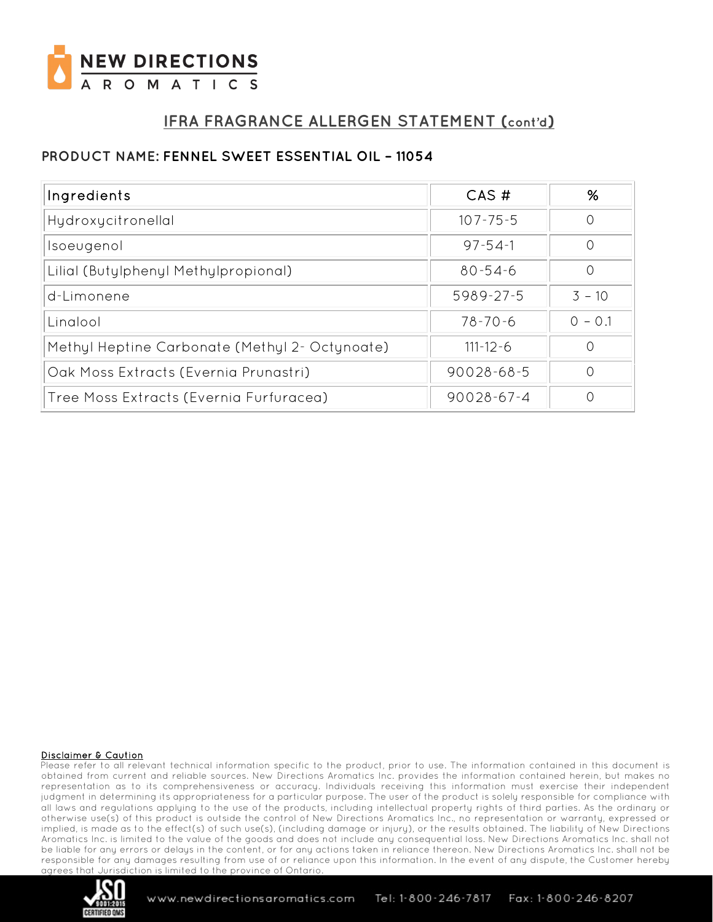## IFRA FRAGRANCE ALLERGEN STATEMENT (cont'd)

**PRODUCT NAME: FENNEL SWEET ESSENTIAL OIL – 11054**

| Ingredients | CAS # | % |
|---|---|---|
| Hydroxycitronellal | 107-75-5 | 0 |
| Isoeugenol | 97-54-1 | 0 |
| Lilial (Butylphenyl Methylpropional) | 80-54-6 | 0 |
| d-Limonene | 5989-27-5 | 3 – 10 |
| Linalool | 78-70-6 | 0 – 0.1 |
| Methyl Heptine Carbonate (Methyl 2- Octynoate) | 111-12-6 | 0 |
| Oak Moss Extracts (Evernia Prunastri) | 90028-68-5 | 0 |
| Tree Moss Extracts (Evernia Furfuracea) | 90028-67-4 | 0 |

**Disclaimer & Caution**

Please refer to all relevant technical information specific to the product, prior to use. The information contained in this document is obtained from current and reliable sources. New Directions Aromatics Inc. provides the information contained herein, but makes no representation as to its comprehensiveness or accuracy. Individuals receiving this information must exercise their independent judgment in determining its appropriateness for a particular purpose. The user of the product is solely responsible for compliance with all laws and regulations applying to the use of the products, including intellectual property rights of third parties. As the ordinary or otherwise use(s) of this product is outside the control of New Directions Aromatics Inc., no representation or warranty, expressed or implied, is made as to the effect(s) of such use(s), (including damage or injury), or the results obtained. The liability of New Directions Aromatics Inc. is limited to the value of the goods and does not include any consequential loss. New Directions Aromatics Inc. shall not be liable for any errors or delays in the content, or for any actions taken in reliance thereon. New Directions Aromatics Inc. shall not be responsible for any damages resulting from use of or reliance upon this information. In the event of any dispute, the Customer hereby agrees that Jurisdiction is limited to the province of Ontario.

www.newdirectionsaromatics.com Tel: 1-800-246-7817 Fax: 1-800-246-8207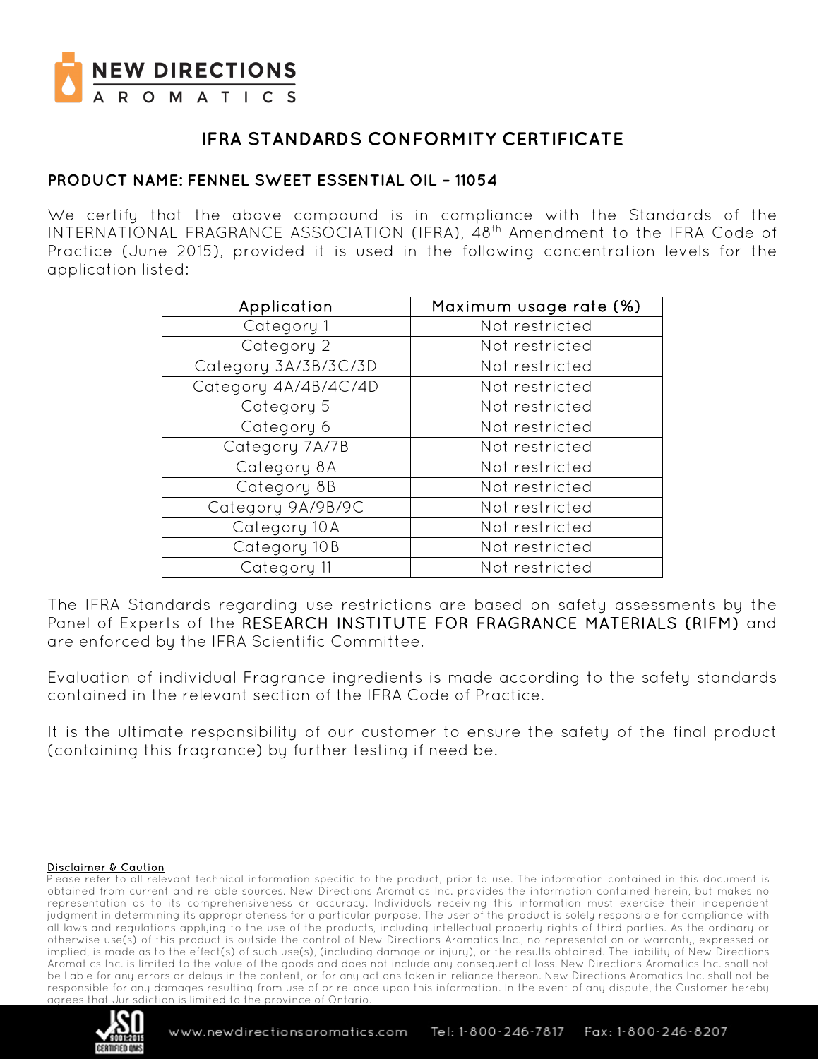NEW DIRECTIONS AROMATICS

# IFRA STANDARDS CONFORMITY CERTIFICATE

**PRODUCT NAME: FENNEL SWEET ESSENTIAL OIL – 11054**

We certify that the above compound is in compliance with the Standards of the INTERNATIONAL FRAGRANCE ASSOCIATION (IFRA), 48th Amendment to the IFRA Code of Practice (June 2015), provided it is used in the following concentration levels for the application listed:

| Application | Maximum usage rate (%) |
|---|---|
| Category 1 | Not restricted |
| Category 2 | Not restricted |
| Category 3A/3B/3C/3D | Not restricted |
| Category 4A/4B/4C/4D | Not restricted |
| Category 5 | Not restricted |
| Category 6 | Not restricted |
| Category 7A/7B | Not restricted |
| Category 8A | Not restricted |
| Category 8B | Not restricted |
| Category 9A/9B/9C | Not restricted |
| Category 10A | Not restricted |
| Category 10B | Not restricted |
| Category 11 | Not restricted |

The IFRA Standards regarding use restrictions are based on safety assessments by the Panel of Experts of the **RESEARCH INSTITUTE FOR FRAGRANCE MATERIALS (RIFM)** and are enforced by the IFRA Scientific Committee.

Evaluation of individual Fragrance ingredients is made according to the safety standards contained in the relevant section of the IFRA Code of Practice.

It is the ultimate responsibility of our customer to ensure the safety of the final product (containing this fragrance) by further testing if need be.

**Disclaimer & Caution**

Please refer to all relevant technical information specific to the product, prior to use. The information contained in this document is obtained from current and reliable sources. New Directions Aromatics Inc. provides the information contained herein, but makes no representation as to its comprehensiveness or accuracy. Individuals receiving this information must exercise their independent judgment in determining its appropriateness for a particular purpose. The user of the product is solely responsible for compliance with all laws and regulations applying to the use of the products, including intellectual property rights of third parties. As the ordinary or otherwise use(s) of this product is outside the control of New Directions Aromatics Inc., no representation or warranty, expressed or implied, is made as to the effect(s) of such use(s), (including damage or injury), or the results obtained. The liability of New Directions Aromatics Inc. is limited to the value of the goods and does not include any consequential loss. New Directions Aromatics Inc. shall not be liable for any errors or delays in the content, or for any actions taken in reliance thereon. New Directions Aromatics Inc. shall not be responsible for any damages resulting from use of or reliance upon this information. In the event of any dispute, the Customer hereby agrees that Jurisdiction is limited to the province of Ontario.

www.newdirectionsaromatics.com Tel: 1-800-246-7817 Fax: 1-800-246-8207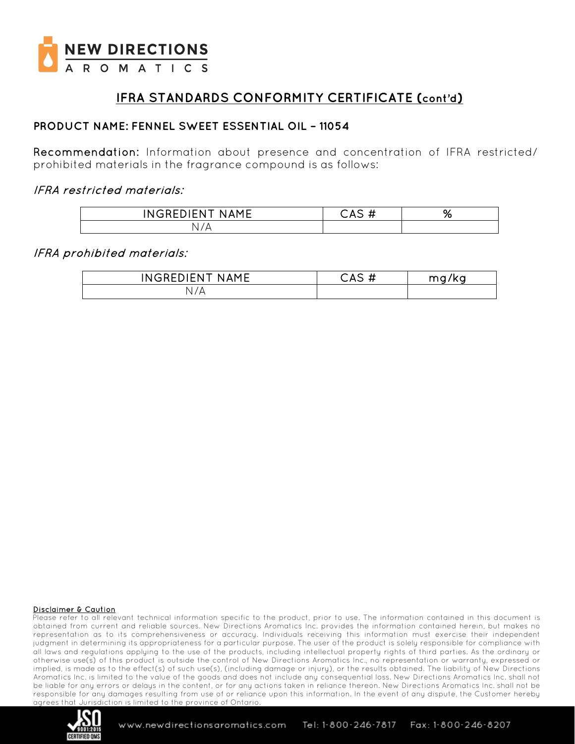# IFRA STANDARDS CONFORMITY CERTIFICATE (cont'd)

## PRODUCT NAME: FENNEL SWEET ESSENTIAL OIL – 11054

**Recommendation:** Information about presence and concentration of IFRA restricted/ prohibited materials in the fragrance compound is as follows:

### *IFRA restricted materials:*

| INGREDIENT NAME | CAS # | % |
|---|---|---|
| N/A | | |

### *IFRA prohibited materials:*

| INGREDIENT NAME | CAS # | mg/kg |
|---|---|---|
| N/A | | |

**Disclaimer & Caution**

Please refer to all relevant technical information specific to the product, prior to use. The information contained in this document is obtained from current and reliable sources. New Directions Aromatics Inc. provides the information contained herein, but makes no representation as to its comprehensiveness or accuracy. Individuals receiving this information must exercise their independent judgment in determining its appropriateness for a particular purpose. The user of the product is solely responsible for compliance with all laws and regulations applying to the use of the products, including intellectual property rights of third parties. As the ordinary or otherwise use(s) of this product is outside the control of New Directions Aromatics Inc., no representation or warranty, expressed or implied, is made as to the effect(s) of such use(s), (including damage or injury), or the results obtained. The liability of New Directions Aromatics Inc. is limited to the value of the goods and does not include any consequential loss. New Directions Aromatics Inc. shall not be liable for any errors or delays in the content, or for any actions taken in reliance thereon. New Directions Aromatics Inc. shall not be responsible for any damages resulting from use of or reliance upon this information. In the event of any dispute, the Customer hereby agrees that Jurisdiction is limited to the province of Ontario.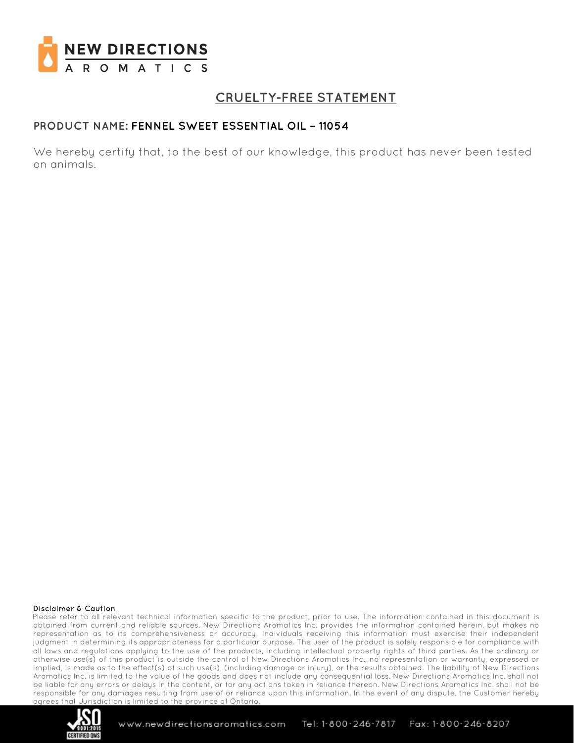# CRUELTY-FREE STATEMENT

**PRODUCT NAME: FENNEL SWEET ESSENTIAL OIL – 11054**

We hereby certify that, to the best of our knowledge, this product has never been tested on animals.

**Disclaimer & Caution**

Please refer to all relevant technical information specific to the product, prior to use. The information contained in this document is obtained from current and reliable sources. New Directions Aromatics Inc. provides the information contained herein, but makes no representation as to its comprehensiveness or accuracy. Individuals receiving this information must exercise their independent judgment in determining its appropriateness for a particular purpose. The user of the product is solely responsible for compliance with all laws and regulations applying to the use of the products, including intellectual property rights of third parties. As the ordinary or otherwise use(s) of this product is outside the control of New Directions Aromatics Inc., no representation or warranty, expressed or implied, is made as to the effect(s) of such use(s), (including damage or injury), or the results obtained. The liability of New Directions Aromatics Inc. is limited to the value of the goods and does not include any consequential loss. New Directions Aromatics Inc. shall not be liable for any errors or delays in the content, or for any actions taken in reliance thereon. New Directions Aromatics Inc. shall not be responsible for any damages resulting from use of or reliance upon this information. In the event of any dispute, the Customer hereby agrees that Jurisdiction is limited to the province of Ontario.

www.newdirectionsaromatics.com Tel: 1-800-246-7817 Fax: 1-800-246-8207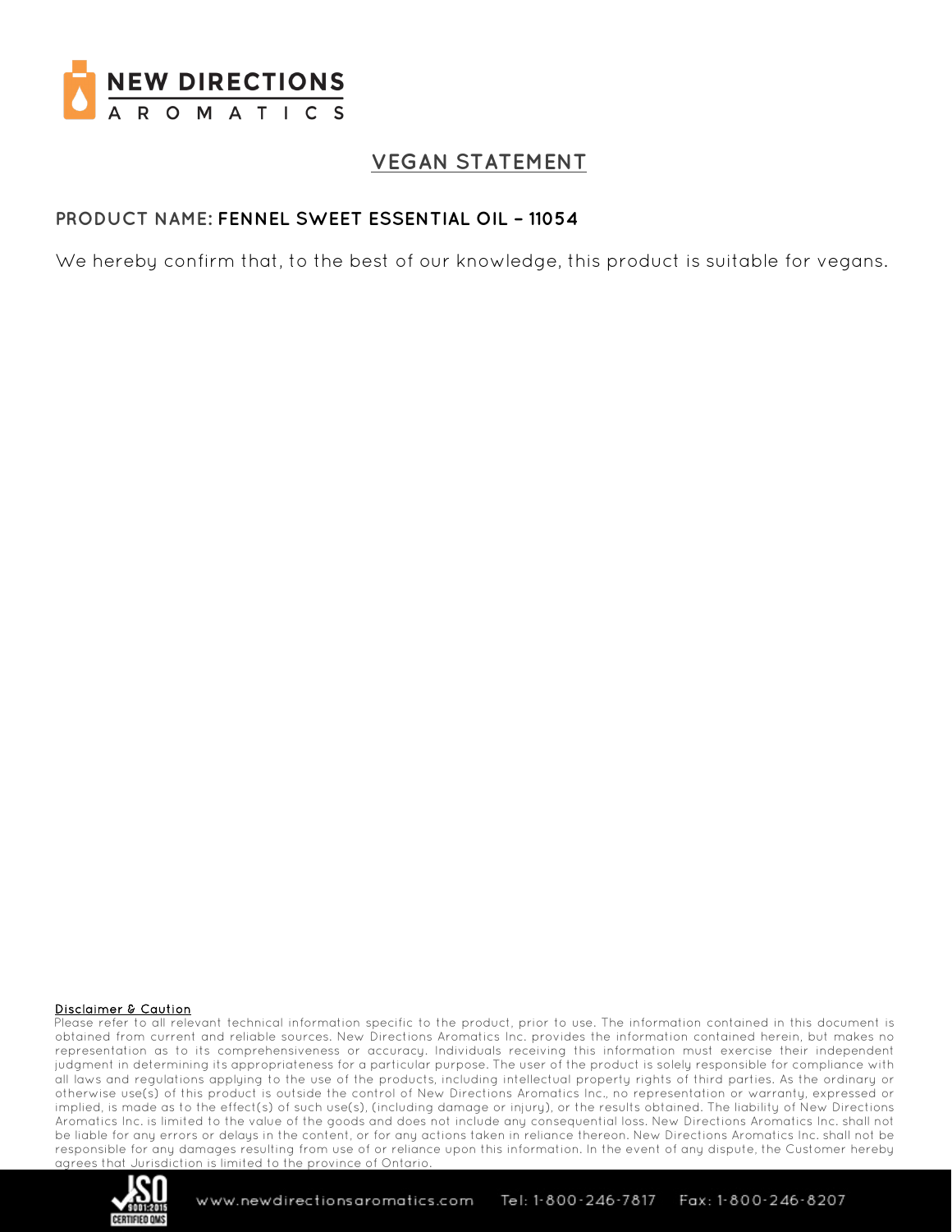# VEGAN STATEMENT

**PRODUCT NAME: FENNEL SWEET ESSENTIAL OIL – 11054**

We hereby confirm that, to the best of our knowledge, this product is suitable for vegans.

**Disclaimer & Caution**

Please refer to all relevant technical information specific to the product, prior to use. The information contained in this document is obtained from current and reliable sources. New Directions Aromatics Inc. provides the information contained herein, but makes no representation as to its comprehensiveness or accuracy. Individuals receiving this information must exercise their independent judgment in determining its appropriateness for a particular purpose. The user of the product is solely responsible for compliance with all laws and regulations applying to the use of the products, including intellectual property rights of third parties. As the ordinary or otherwise use(s) of this product is outside the control of New Directions Aromatics Inc., no representation or warranty, expressed or implied, is made as to the effect(s) of such use(s), (including damage or injury), or the results obtained. The liability of New Directions Aromatics Inc. is limited to the value of the goods and does not include any consequential loss. New Directions Aromatics Inc. shall not be liable for any errors or delays in the content, or for any actions taken in reliance thereon. New Directions Aromatics Inc. shall not be responsible for any damages resulting from use of or reliance upon this information. In the event of any dispute, the Customer hereby agrees that Jurisdiction is limited to the province of Ontario.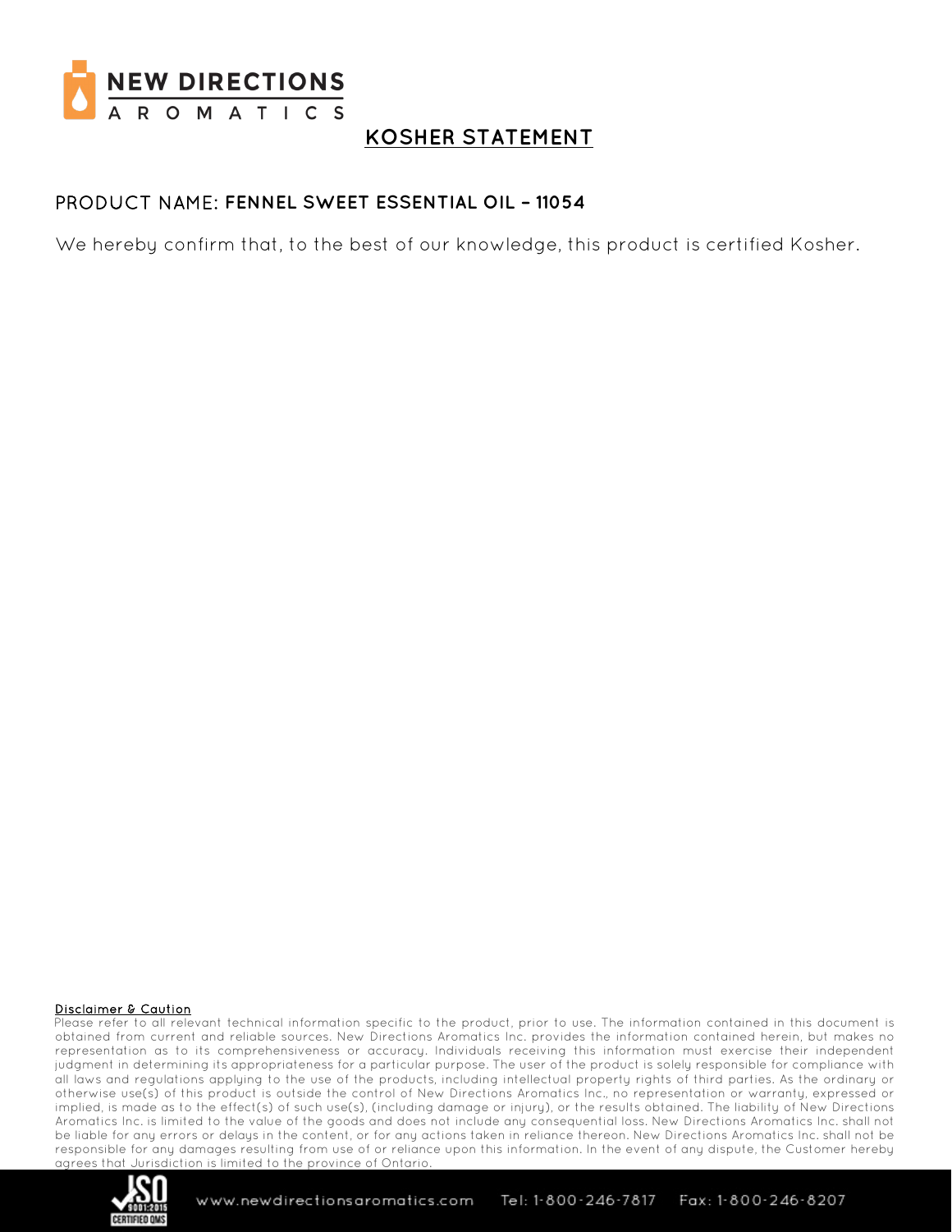NEW DIRECTIONS AROMATICS

# KOSHER STATEMENT

PRODUCT NAME: **FENNEL SWEET ESSENTIAL OIL - 11054**

We hereby confirm that, to the best of our knowledge, this product is certified Kosher.

**Disclaimer & Caution**

Please refer to all relevant technical information specific to the product, prior to use. The information contained in this document is obtained from current and reliable sources. New Directions Aromatics Inc. provides the information contained herein, but makes no representation as to its comprehensiveness or accuracy. Individuals receiving this information must exercise their independent judgment in determining its appropriateness for a particular purpose. The user of the product is solely responsible for compliance with all laws and regulations applying to the use of the products, including intellectual property rights of third parties. As the ordinary or otherwise use(s) of this product is outside the control of New Directions Aromatics Inc., no representation or warranty, expressed or implied, is made as to the effect(s) of such use(s), (including damage or injury), or the results obtained. The liability of New Directions Aromatics Inc. is limited to the value of the goods and does not include any consequential loss. New Directions Aromatics Inc. shall not be liable for any errors or delays in the content, or for any actions taken in reliance thereon. New Directions Aromatics Inc. shall not be responsible for any damages resulting from use of or reliance upon this information. In the event of any dispute, the Customer hereby agrees that Jurisdiction is limited to the province of Ontario.

www.newdirectionsaromatics.com Tel: 1-800-246-7817 Fax: 1-800-246-8207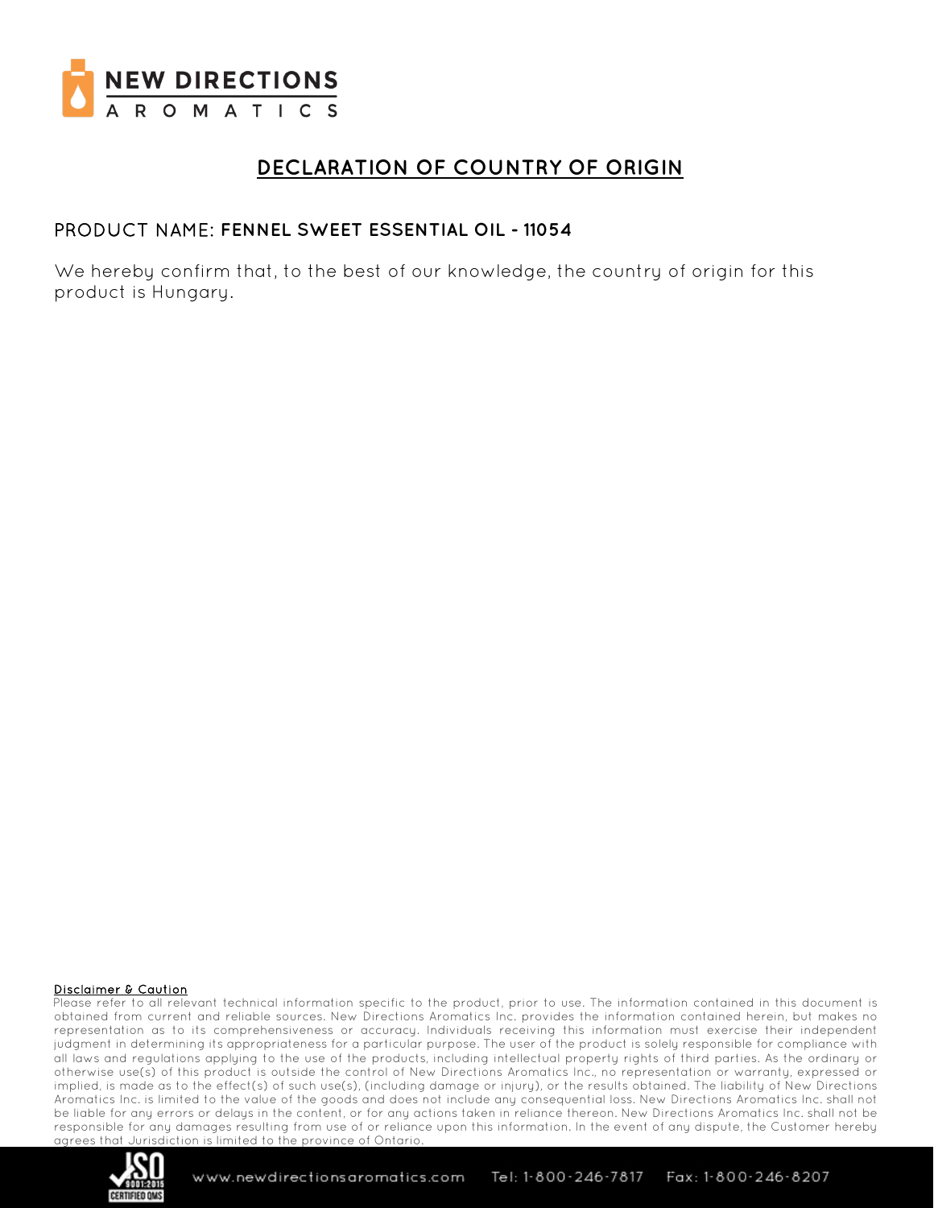# DECLARATION OF COUNTRY OF ORIGIN

PRODUCT NAME: **FENNEL SWEET ESSENTIAL OIL - 11054**

We hereby confirm that, to the best of our knowledge, the country of origin for this product is Hungary.

**Disclaimer & Caution**

Please refer to all relevant technical information specific to the product, prior to use. The information contained in this document is obtained from current and reliable sources. New Directions Aromatics Inc. provides the information contained herein, but makes no representation as to its comprehensiveness or accuracy. Individuals receiving this information must exercise their independent judgment in determining its appropriateness for a particular purpose. The user of the product is solely responsible for compliance with all laws and regulations applying to the use of the products, including intellectual property rights of third parties. As the ordinary or otherwise use(s) of this product is outside the control of New Directions Aromatics Inc., no representation or warranty, expressed or implied, is made as to the effect(s) of such use(s), (including damage or injury), or the results obtained. The liability of New Directions Aromatics Inc. is limited to the value of the goods and does not include any consequential loss. New Directions Aromatics Inc. shall not be liable for any errors or delays in the content, or for any actions taken in reliance thereon. New Directions Aromatics Inc. shall not be responsible for any damages resulting from use of or reliance upon this information. In the event of any dispute, the Customer hereby agrees that Jurisdiction is limited to the province of Ontario.

www.newdirectionsaromatics.com Tel: 1-800-246-7817 Fax: 1-800-246-8207